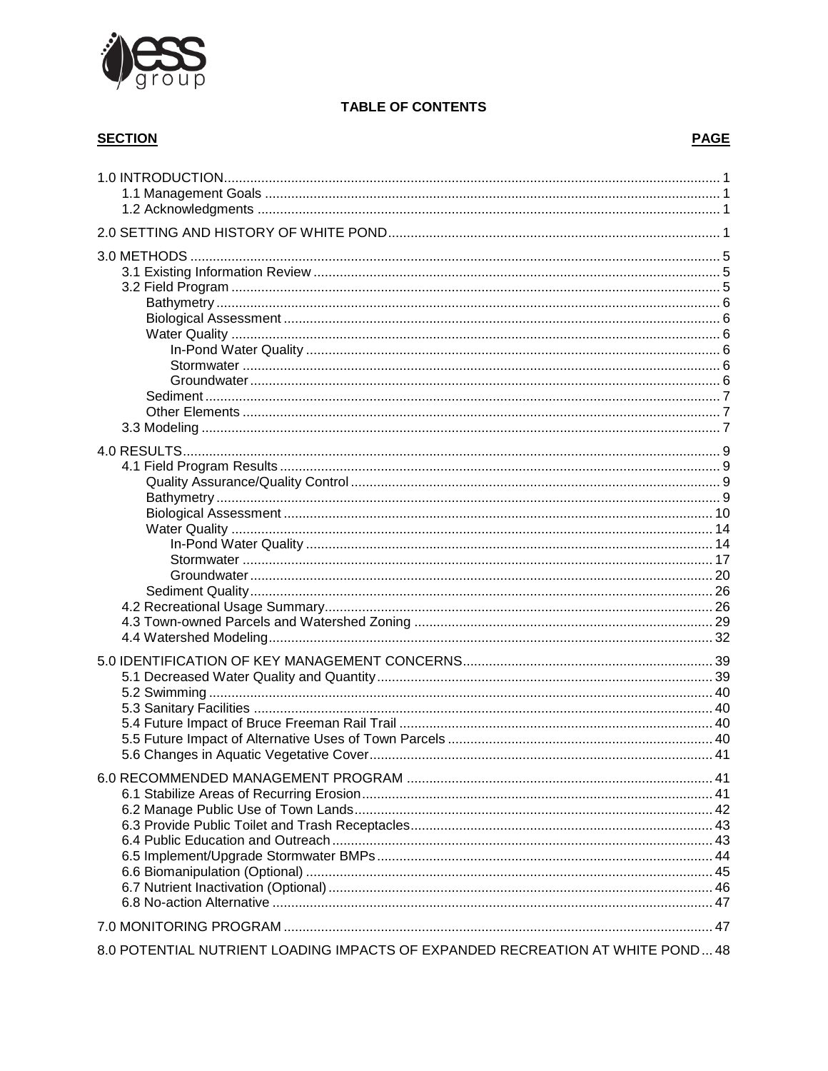# TABLE OF CONTENTS

| SECTION | PAGE |
|---|---|
| 1.0 INTRODUCTION | 1 |
| 1.1 Management Goals | 1 |
| 1.2 Acknowledgments | 1 |
| 2.0 SETTING AND HISTORY OF WHITE POND | 1 |
| 3.0 METHODS | 5 |
| 3.1 Existing Information Review | 5 |
| 3.2 Field Program | 5 |
| Bathymetry | 6 |
| Biological Assessment | 6 |
| Water Quality | 6 |
| In-Pond Water Quality | 6 |
| Stormwater | 6 |
| Groundwater | 6 |
| Sediment | 7 |
| Other Elements | 7 |
| 3.3 Modeling | 7 |
| 4.0 RESULTS | 9 |
| 4.1 Field Program Results | 9 |
| Quality Assurance/Quality Control | 9 |
| Bathymetry | 9 |
| Biological Assessment | 10 |
| Water Quality | 14 |
| In-Pond Water Quality | 14 |
| Stormwater | 17 |
| Groundwater | 20 |
| Sediment Quality | 26 |
| 4.2 Recreational Usage Summary | 26 |
| 4.3 Town-owned Parcels and Watershed Zoning | 29 |
| 4.4 Watershed Modeling | 32 |
| 5.0 IDENTIFICATION OF KEY MANAGEMENT CONCERNS | 39 |
| 5.1 Decreased Water Quality and Quantity | 39 |
| 5.2 Swimming | 40 |
| 5.3 Sanitary Facilities | 40 |
| 5.4 Future Impact of Bruce Freeman Rail Trail | 40 |
| 5.5 Future Impact of Alternative Uses of Town Parcels | 40 |
| 5.6 Changes in Aquatic Vegetative Cover | 41 |
| 6.0 RECOMMENDED MANAGEMENT PROGRAM | 41 |
| 6.1 Stabilize Areas of Recurring Erosion | 41 |
| 6.2 Manage Public Use of Town Lands | 42 |
| 6.3 Provide Public Toilet and Trash Receptacles | 43 |
| 6.4 Public Education and Outreach | 43 |
| 6.5 Implement/Upgrade Stormwater BMPs | 44 |
| 6.6 Biomanipulation (Optional) | 45 |
| 6.7 Nutrient Inactivation (Optional) | 46 |
| 6.8 No-action Alternative | 47 |
| 7.0 MONITORING PROGRAM | 47 |
| 8.0 POTENTIAL NUTRIENT LOADING IMPACTS OF EXPANDED RECREATION AT WHITE POND | 48 |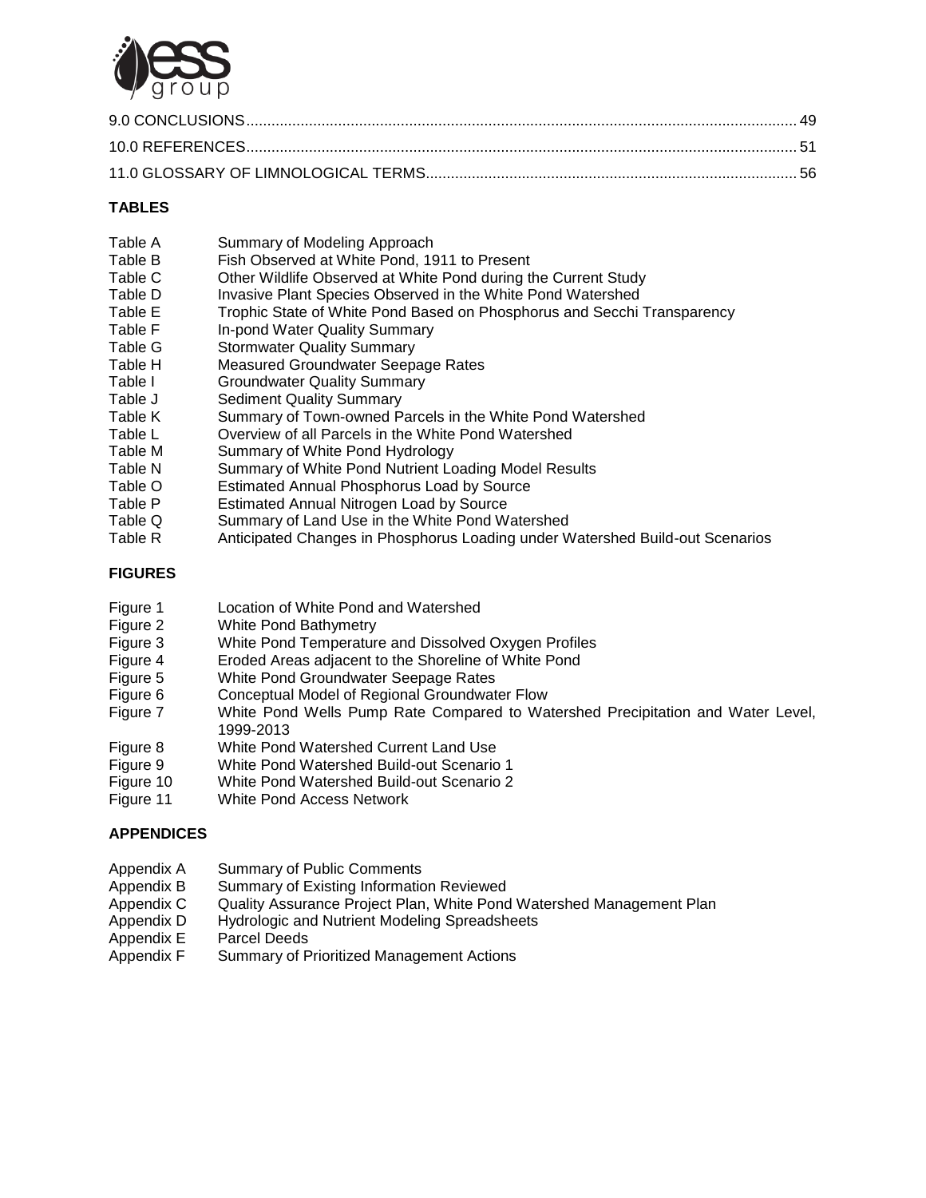9.0 CONCLUSIONS ..... 49
10.0 REFERENCES ..... 51
11.0 GLOSSARY OF LIMNOLOGICAL TERMS ..... 56

**TABLES**

| | |
|---|---|
| Table A | Summary of Modeling Approach |
| Table B | Fish Observed at White Pond, 1911 to Present |
| Table C | Other Wildlife Observed at White Pond during the Current Study |
| Table D | Invasive Plant Species Observed in the White Pond Watershed |
| Table E | Trophic State of White Pond Based on Phosphorus and Secchi Transparency |
| Table F | In-pond Water Quality Summary |
| Table G | Stormwater Quality Summary |
| Table H | Measured Groundwater Seepage Rates |
| Table I | Groundwater Quality Summary |
| Table J | Sediment Quality Summary |
| Table K | Summary of Town-owned Parcels in the White Pond Watershed |
| Table L | Overview of all Parcels in the White Pond Watershed |
| Table M | Summary of White Pond Hydrology |
| Table N | Summary of White Pond Nutrient Loading Model Results |
| Table O | Estimated Annual Phosphorus Load by Source |
| Table P | Estimated Annual Nitrogen Load by Source |
| Table Q | Summary of Land Use in the White Pond Watershed |
| Table R | Anticipated Changes in Phosphorus Loading under Watershed Build-out Scenarios |

**FIGURES**

| | |
|---|---|
| Figure 1 | Location of White Pond and Watershed |
| Figure 2 | White Pond Bathymetry |
| Figure 3 | White Pond Temperature and Dissolved Oxygen Profiles |
| Figure 4 | Eroded Areas adjacent to the Shoreline of White Pond |
| Figure 5 | White Pond Groundwater Seepage Rates |
| Figure 6 | Conceptual Model of Regional Groundwater Flow |
| Figure 7 | White Pond Wells Pump Rate Compared to Watershed Precipitation and Water Level, 1999-2013 |
| Figure 8 | White Pond Watershed Current Land Use |
| Figure 9 | White Pond Watershed Build-out Scenario 1 |
| Figure 10 | White Pond Watershed Build-out Scenario 2 |
| Figure 11 | White Pond Access Network |

**APPENDICES**

| | |
|---|---|
| Appendix A | Summary of Public Comments |
| Appendix B | Summary of Existing Information Reviewed |
| Appendix C | Quality Assurance Project Plan, White Pond Watershed Management Plan |
| Appendix D | Hydrologic and Nutrient Modeling Spreadsheets |
| Appendix E | Parcel Deeds |
| Appendix F | Summary of Prioritized Management Actions |